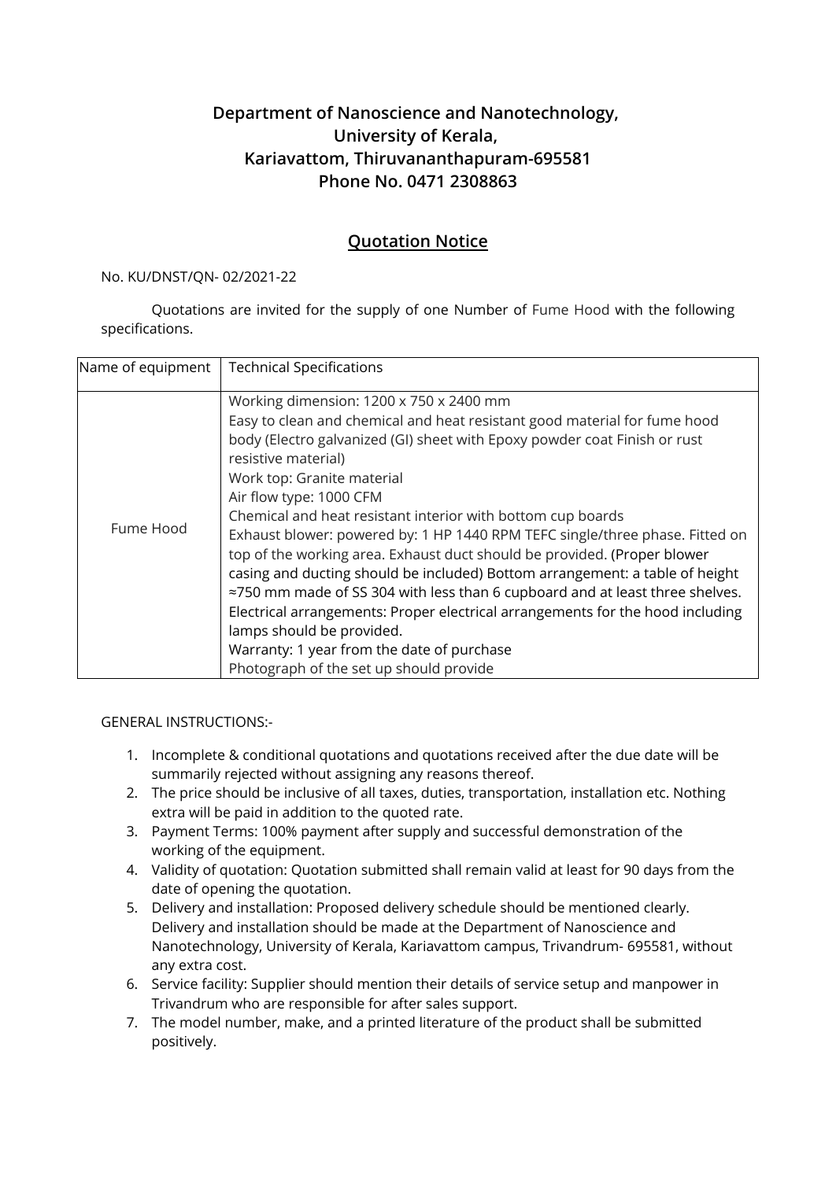**Department of Nanoscience and Nanotechnology,**
**University of Kerala,**
**Kariavattom, Thiruvananthapuram-695581**
**Phone No. 0471 2308863**

## Quotation Notice

No. KU/DNST/QN- 02/2021-22

Quotations are invited for the supply of one Number of Fume Hood with the following specifications.

| Name of equipment | Technical Specifications |
|---|---|
| Fume Hood | Working dimension: 1200 x 750 x 2400 mm<br>Easy to clean and chemical and heat resistant good material for fume hood body (Electro galvanized (GI) sheet with Epoxy powder coat Finish or rust resistive material)<br>Work top: Granite material<br>Air flow type: 1000 CFM<br>Chemical and heat resistant interior with bottom cup boards<br>Exhaust blower: powered by: 1 HP 1440 RPM TEFC single/three phase. Fitted on top of the working area. Exhaust duct should be provided. (Proper blower casing and ducting should be included) Bottom arrangement: a table of height ≈750 mm made of SS 304 with less than 6 cupboard and at least three shelves.<br>Electrical arrangements: Proper electrical arrangements for the hood including lamps should be provided.<br>Warranty: 1 year from the date of purchase<br>Photograph of the set up should provide |

GENERAL INSTRUCTIONS:-

1. Incomplete & conditional quotations and quotations received after the due date will be summarily rejected without assigning any reasons thereof.
2. The price should be inclusive of all taxes, duties, transportation, installation etc. Nothing extra will be paid in addition to the quoted rate.
3. Payment Terms: 100% payment after supply and successful demonstration of the working of the equipment.
4. Validity of quotation: Quotation submitted shall remain valid at least for 90 days from the date of opening the quotation.
5. Delivery and installation: Proposed delivery schedule should be mentioned clearly. Delivery and installation should be made at the Department of Nanoscience and Nanotechnology, University of Kerala, Kariavattom campus, Trivandrum- 695581, without any extra cost.
6. Service facility: Supplier should mention their details of service setup and manpower in Trivandrum who are responsible for after sales support.
7. The model number, make, and a printed literature of the product shall be submitted positively.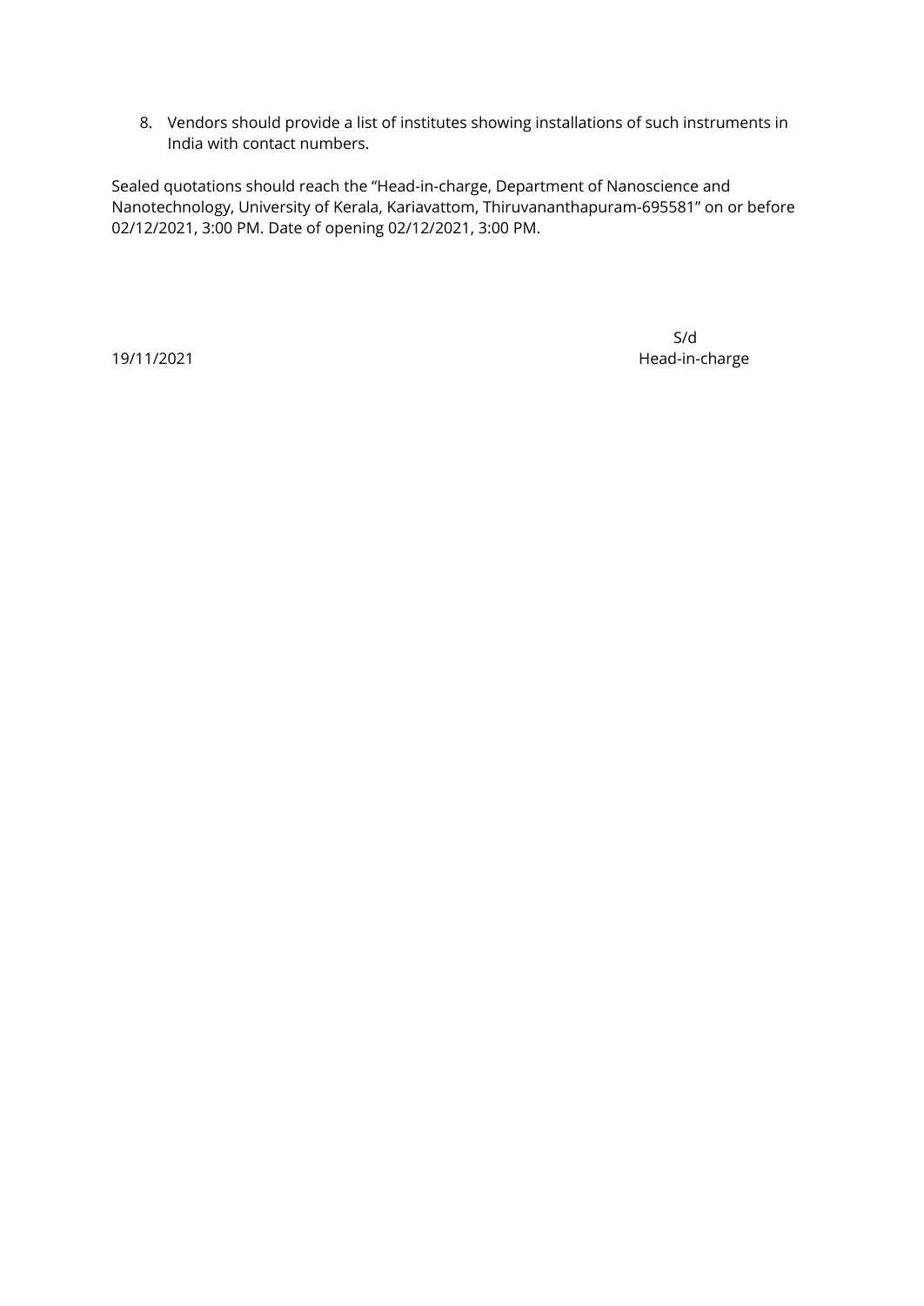8. Vendors should provide a list of institutes showing installations of such instruments in India with contact numbers.

Sealed quotations should reach the "Head-in-charge, Department of Nanoscience and Nanotechnology, University of Kerala, Kariavattom, Thiruvananthapuram-695581" on or before 02/12/2021, 3:00 PM. Date of opening 02/12/2021, 3:00 PM.

S/d

19/11/2021

Head-in-charge